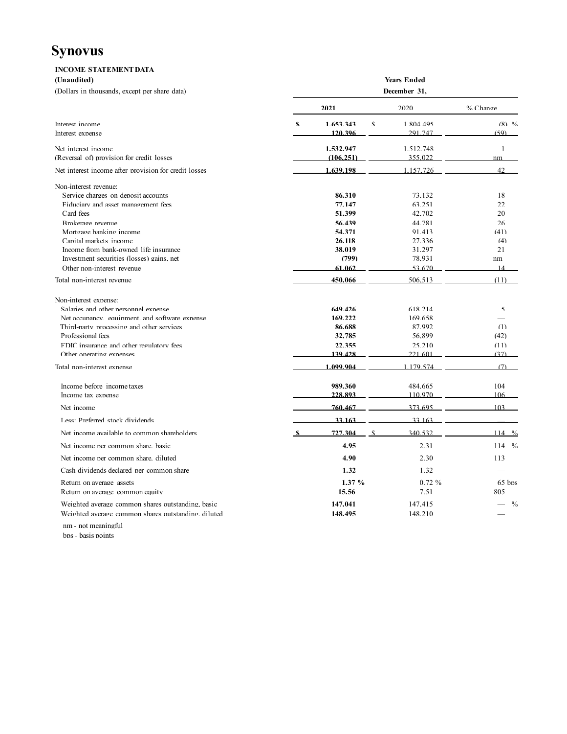# Synovus

**INCOME STATEMENT DATA**

**(Unaudited)**

(Dollars in thousands, except per share data)

| | Years Ended December 31, | | |
|---|---|---|---|
| | **2021** | 2020 | % Change |
| Interest income | $ **1,653,343** | $ 1,804,495 | (8) % |
| Interest expense | **120,396** | 291,747 | (59) |
| Net interest income | **1,532,947** | 1,512,748 | 1 |
| (Reversal of) provision for credit losses | **(106,251)** | 355,022 | nm |
| Net interest income after provision for credit losses | **1,639,198** | 1,157,726 | 42 |
| Non-interest revenue: | | | |
| Service charges on deposit accounts | **86,310** | 73,132 | 18 |
| Fiduciary and asset management fees | **77,147** | 63,251 | 22 |
| Card fees | **51,399** | 42,702 | 20 |
| Brokerage revenue | **56,439** | 44,781 | 26 |
| Mortgage banking income | **54,371** | 91,413 | (41) |
| Capital markets income | **26,118** | 27,336 | (4) |
| Income from bank-owned life insurance | **38,019** | 31,297 | 21 |
| Investment securities (losses) gains, net | **(799)** | 78,931 | nm |
| Other non-interest revenue | **61,062** | 53,670 | 14 |
| Total non-interest revenue | **450,066** | 506,513 | (11) |
| Non-interest expense: | | | |
| Salaries and other personnel expense | **649,426** | 618,214 | 5 |
| Net occupancy, equipment, and software expense | **169,222** | 169,658 | — |
| Third-party processing and other services | **86,688** | 87,992 | (1) |
| Professional fees | **32,785** | 56,899 | (42) |
| FDIC insurance and other regulatory fees | **22,355** | 25,210 | (11) |
| Other operating expenses | **139,428** | 221,601 | (37) |
| Total non-interest expense | **1,099,904** | 1,179,574 | (7) |
| Income before income taxes | **989,360** | 484,665 | 104 |
| Income tax expense | **228,893** | 110,970 | 106 |
| Net income | **760,467** | 373,695 | 103 |
| Less: Preferred stock dividends | **33,163** | 33,163 | — |
| Net income available to common shareholders | $ **727,304** | $ 340,532 | 114 % |
| Net income per common share, basic | **4.95** | 2.31 | 114 % |
| Net income per common share, diluted | **4.90** | 2.30 | 113 |
| Cash dividends declared per common share | **1.32** | 1.32 | — |
| Return on average assets | **1.37 %** | 0.72 % | 65 bps |
| Return on average common equity | **15.56** | 7.51 | 805 |
| Weighted average common shares outstanding, basic | **147,041** | 147,415 | — % |
| Weighted average common shares outstanding, diluted | **148,495** | 148,210 | — |

nm - not meaningful

bps - basis points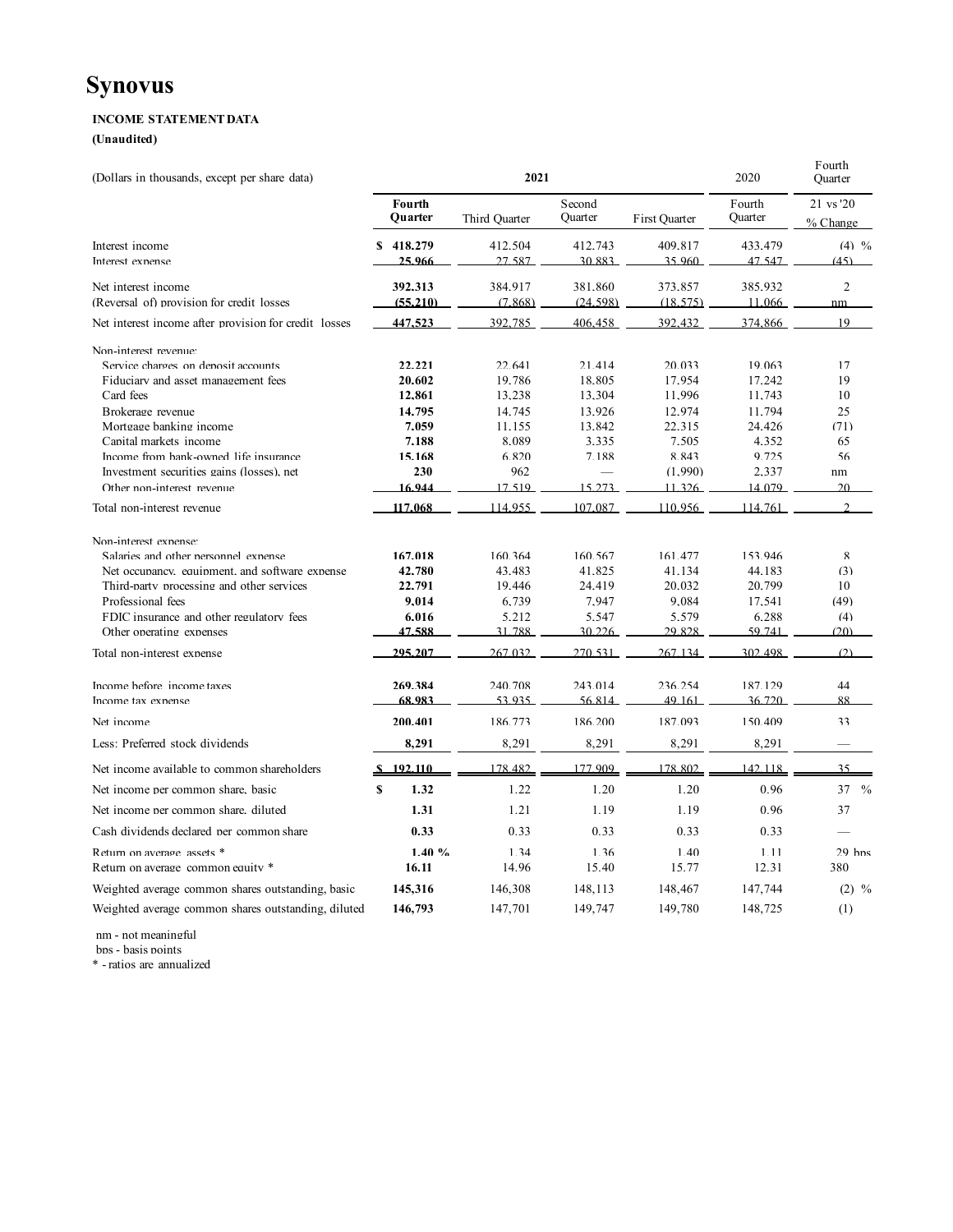# Synovus

**INCOME STATEMENT DATA**

**(Unaudited)**

| (Dollars in thousands, except per share data) | 2021 | | | | 2020 | Fourth Quarter |
|---|---|---|---|---|---|---|
| | **Fourth Quarter** | Third Quarter | Second Quarter | First Quarter | Fourth Quarter | 21 vs '20 % Change |
| Interest income | **$ 418,279** | 412,504 | 412,743 | 409,817 | 433,479 | (4) % |
| Interest expense | **25,966** | 27,587 | 30,883 | 35,960 | 47,547 | (45) |
| Net interest income | **392,313** | 384,917 | 381,860 | 373,857 | 385,932 | 2 |
| (Reversal of) provision for credit losses | **(55,210)** | (7,868) | (24,598) | (18,575) | 11,066 | nm |
| Net interest income after provision for credit losses | **447,523** | 392,785 | 406,458 | 392,432 | 374,866 | 19 |
| Non-interest revenue: | | | | | | |
| Service charges on deposit accounts | **22,221** | 22,641 | 21,414 | 20,033 | 19,063 | 17 |
| Fiduciary and asset management fees | **20,602** | 19,786 | 18,805 | 17,954 | 17,242 | 19 |
| Card fees | **12,861** | 13,238 | 13,304 | 11,996 | 11,743 | 10 |
| Brokerage revenue | **14,795** | 14,745 | 13,926 | 12,974 | 11,794 | 25 |
| Mortgage banking income | **7,059** | 11,155 | 13,842 | 22,315 | 24,426 | (71) |
| Capital markets income | **7,188** | 8,089 | 3,335 | 7,505 | 4,352 | 65 |
| Income from bank-owned life insurance | **15,168** | 6,820 | 7,188 | 8,843 | 9,725 | 56 |
| Investment securities gains (losses), net | **230** | 962 | — | (1,990) | 2,337 | nm |
| Other non-interest revenue | **16,944** | 17,519 | 15,273 | 11,326 | 14,079 | 20 |
| Total non-interest revenue | **117,068** | 114,955 | 107,087 | 110,956 | 114,761 | 2 |
| Non-interest expense: | | | | | | |
| Salaries and other personnel expense | **167,018** | 160,364 | 160,567 | 161,477 | 153,946 | 8 |
| Net occupancy, equipment, and software expense | **42,780** | 43,483 | 41,825 | 41,134 | 44,183 | (3) |
| Third-party processing and other services | **22,791** | 19,446 | 24,419 | 20,032 | 20,799 | 10 |
| Professional fees | **9,014** | 6,739 | 7,947 | 9,084 | 17,541 | (49) |
| FDIC insurance and other regulatory fees | **6,016** | 5,212 | 5,547 | 5,579 | 6,288 | (4) |
| Other operating expenses | **47,588** | 31,788 | 30,226 | 29,828 | 59,741 | (20) |
| Total non-interest expense | **295,207** | 267,032 | 270,531 | 267,134 | 302,498 | (2) |
| Income before income taxes | **269,384** | 240,708 | 243,014 | 236,254 | 187,129 | 44 |
| Income tax expense | **68,983** | 53,935 | 56,814 | 49,161 | 36,720 | 88 |
| Net income | **200,401** | 186,773 | 186,200 | 187,093 | 150,409 | 33 |
| Less: Preferred stock dividends | **8,291** | 8,291 | 8,291 | 8,291 | 8,291 | — |
| Net income available to common shareholders | **$ 192,110** | 178,482 | 177,909 | 178,802 | 142,118 | 35 |
| Net income per common share, basic | **$ 1.32** | 1.22 | 1.20 | 1.20 | 0.96 | 37 % |
| Net income per common share, diluted | **1.31** | 1.21 | 1.19 | 1.19 | 0.96 | 37 |
| Cash dividends declared per common share | **0.33** | 0.33 | 0.33 | 0.33 | 0.33 | — |
| Return on average assets * | **1.40 %** | 1.34 | 1.36 | 1.40 | 1.11 | 29 bps |
| Return on average common equity * | **16.11** | 14.96 | 15.40 | 15.77 | 12.31 | 380 |
| Weighted average common shares outstanding, basic | **145,316** | 146,308 | 148,113 | 148,467 | 147,744 | (2) % |
| Weighted average common shares outstanding, diluted | **146,793** | 147,701 | 149,747 | 149,780 | 148,725 | (1) |

nm - not meaningful

bps - basis points

* - ratios are annualized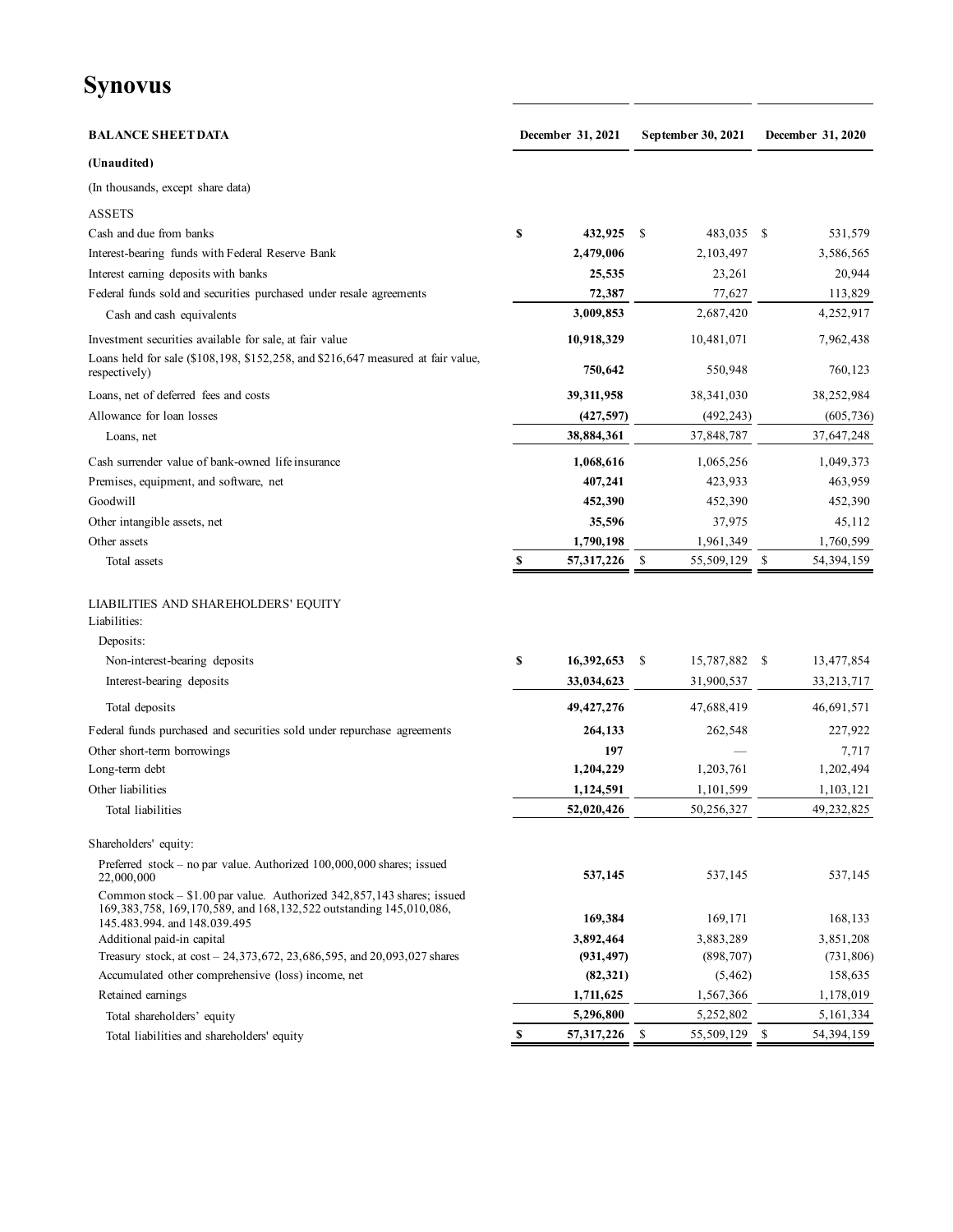# Synovus

| BALANCE SHEET DATA | December 31, 2021 | September 30, 2021 | December 31, 2020 |
|---|---|---|---|
| **(Unaudited)** | | | |
| (In thousands, except share data) | | | |
| ASSETS | | | |
| Cash and due from banks | **$ 432,925** | $ 483,035 | $ 531,579 |
| Interest-bearing funds with Federal Reserve Bank | **2,479,006** | 2,103,497 | 3,586,565 |
| Interest earning deposits with banks | **25,535** | 23,261 | 20,944 |
| Federal funds sold and securities purchased under resale agreements | **72,387** | 77,627 | 113,829 |
| Cash and cash equivalents | **3,009,853** | 2,687,420 | 4,252,917 |
| Investment securities available for sale, at fair value | **10,918,329** | 10,481,071 | 7,962,438 |
| Loans held for sale ($108,198, $152,258, and $216,647 measured at fair value, respectively) | **750,642** | 550,948 | 760,123 |
| Loans, net of deferred fees and costs | **39,311,958** | 38,341,030 | 38,252,984 |
| Allowance for loan losses | **(427,597)** | (492,243) | (605,736) |
| Loans, net | **38,884,361** | 37,848,787 | 37,647,248 |
| Cash surrender value of bank-owned life insurance | **1,068,616** | 1,065,256 | 1,049,373 |
| Premises, equipment, and software, net | **407,241** | 423,933 | 463,959 |
| Goodwill | **452,390** | 452,390 | 452,390 |
| Other intangible assets, net | **35,596** | 37,975 | 45,112 |
| Other assets | **1,790,198** | 1,961,349 | 1,760,599 |
| Total assets | **$ 57,317,226** | $ 55,509,129 | $ 54,394,159 |
| LIABILITIES AND SHAREHOLDERS' EQUITY | | | |
| Liabilities: | | | |
| Deposits: | | | |
| Non-interest-bearing deposits | **$ 16,392,653** | $ 15,787,882 | $ 13,477,854 |
| Interest-bearing deposits | **33,034,623** | 31,900,537 | 33,213,717 |
| Total deposits | **49,427,276** | 47,688,419 | 46,691,571 |
| Federal funds purchased and securities sold under repurchase agreements | **264,133** | 262,548 | 227,922 |
| Other short-term borrowings | **197** | — | 7,717 |
| Long-term debt | **1,204,229** | 1,203,761 | 1,202,494 |
| Other liabilities | **1,124,591** | 1,101,599 | 1,103,121 |
| Total liabilities | **52,020,426** | 50,256,327 | 49,232,825 |
| Shareholders' equity: | | | |
| Preferred stock – no par value. Authorized 100,000,000 shares; issued 22,000,000 | **537,145** | 537,145 | 537,145 |
| Common stock – $1.00 par value. Authorized 342,857,143 shares; issued 169,383,758, 169,170,589, and 168,132,522 outstanding 145,010,086, 145,483,994, and 148,039,495 | **169,384** | 169,171 | 168,133 |
| Additional paid-in capital | **3,892,464** | 3,883,289 | 3,851,208 |
| Treasury stock, at cost – 24,373,672, 23,686,595, and 20,093,027 shares | **(931,497)** | (898,707) | (731,806) |
| Accumulated other comprehensive (loss) income, net | **(82,321)** | (5,462) | 158,635 |
| Retained earnings | **1,711,625** | 1,567,366 | 1,178,019 |
| Total shareholders' equity | **5,296,800** | 5,252,802 | 5,161,334 |
| Total liabilities and shareholders' equity | **$ 57,317,226** | $ 55,509,129 | $ 54,394,159 |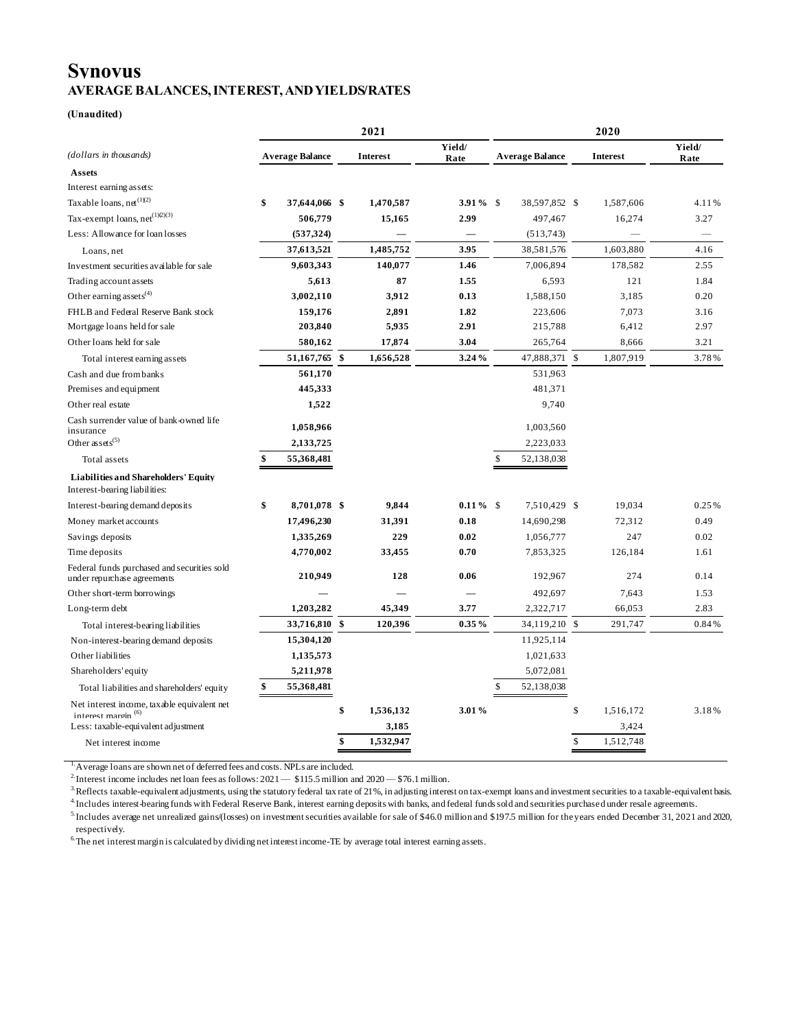# Synovus

## AVERAGE BALANCES, INTEREST, AND YIELDS/RATES

**(Unaudited)**

| *(dollars in thousands)* | 2021 | | | 2020 | | |
|---|---|---|---|---|---|---|
| | **Average Balance** | **Interest** | **Yield/ Rate** | **Average Balance** | **Interest** | **Yield/ Rate** |
| **Assets** | | | | | | |
| Interest earning assets: | | | | | | |
| Taxable loans, net[(1)(2)] | **$ 37,644,066** | **$ 1,470,587** | **3.91 %** | $ 38,597,852 | $ 1,587,606 | 4.11% |
| Tax-exempt loans, net[(1)(2)(3)] | **506,779** | **15,165** | **2.99** | 497,467 | 16,274 | 3.27 |
| Less: Allowance for loan losses | **(537,324)** | **—** | **—** | (513,743) | — | — |
| Loans, net | **37,613,521** | **1,485,752** | **3.95** | 38,581,576 | 1,603,880 | 4.16 |
| Investment securities available for sale | **9,603,343** | **140,077** | **1.46** | 7,006,894 | 178,582 | 2.55 |
| Trading account assets | **5,613** | **87** | **1.55** | 6,593 | 121 | 1.84 |
| Other earning assets[(4)] | **3,002,110** | **3,912** | **0.13** | 1,588,150 | 3,185 | 0.20 |
| FHLB and Federal Reserve Bank stock | **159,176** | **2,891** | **1.82** | 223,606 | 7,073 | 3.16 |
| Mortgage loans held for sale | **203,840** | **5,935** | **2.91** | 215,788 | 6,412 | 2.97 |
| Other loans held for sale | **580,162** | **17,874** | **3.04** | 265,764 | 8,666 | 3.21 |
| Total interest earning assets | **51,167,765** | **$ 1,656,528** | **3.24 %** | 47,888,371 | $ 1,807,919 | 3.78% |
| Cash and due from banks | **561,170** | | | 531,963 | | |
| Premises and equipment | **445,333** | | | 481,371 | | |
| Other real estate | **1,522** | | | 9,740 | | |
| Cash surrender value of bank-owned life insurance | **1,058,966** | | | 1,003,560 | | |
| Other assets[(5)] | **2,133,725** | | | 2,223,033 | | |
| Total assets | **$ 55,368,481** | | | $ 52,138,038 | | |
| **Liabilities and Shareholders' Equity** | | | | | | |
| Interest-bearing liabilities: | | | | | | |
| Interest-bearing demand deposits | **$ 8,701,078** | **$ 9,844** | **0.11 %** | $ 7,510,429 | $ 19,034 | 0.25% |
| Money market accounts | **17,496,230** | **31,391** | **0.18** | 14,690,298 | 72,312 | 0.49 |
| Savings deposits | **1,335,269** | **229** | **0.02** | 1,056,777 | 247 | 0.02 |
| Time deposits | **4,770,002** | **33,455** | **0.70** | 7,853,325 | 126,184 | 1.61 |
| Federal funds purchased and securities sold under repurchase agreements | **210,949** | **128** | **0.06** | 192,967 | 274 | 0.14 |
| Other short-term borrowings | **—** | **—** | **—** | 492,697 | 7,643 | 1.53 |
| Long-term debt | **1,203,282** | **45,349** | **3.77** | 2,322,717 | 66,053 | 2.83 |
| Total interest-bearing liabilities | **33,716,810** | **$ 120,396** | **0.35 %** | 34,119,210 | $ 291,747 | 0.84% |
| Non-interest-bearing demand deposits | **15,304,120** | | | 11,925,114 | | |
| Other liabilities | **1,135,573** | | | 1,021,633 | | |
| Shareholders' equity | **5,211,978** | | | 5,072,081 | | |
| Total liabilities and shareholders' equity | **$ 55,368,481** | | | $ 52,138,038 | | |
| Net interest income, taxable equivalent net interest margin [(6)] | | **$ 1,536,132** | **3.01 %** | | $ 1,516,172 | 3.18% |
| Less: taxable-equivalent adjustment | | **3,185** | | | 3,424 | |
| Net interest income | | **$ 1,532,947** | | | $ 1,512,748 | |

[1] Average loans are shown net of deferred fees and costs. NPLs are included.

[2] Interest income includes net loan fees as follows: 2021 — $115.5 million and 2020 — $76.1 million.

[3] Reflects taxable-equivalent adjustments, using the statutory federal tax rate of 21%, in adjusting interest on tax-exempt loans and investment securities to a taxable-equivalent basis.

[4] Includes interest-bearing funds with Federal Reserve Bank, interest earning deposits with banks, and federal funds sold and securities purchased under resale agreements.

[5] Includes average net unrealized gains/(losses) on investment securities available for sale of $46.0 million and $197.5 million for the years ended December 31, 2021 and 2020, respectively.

[6] The net interest margin is calculated by dividing net interest income-TE by average total interest earning assets.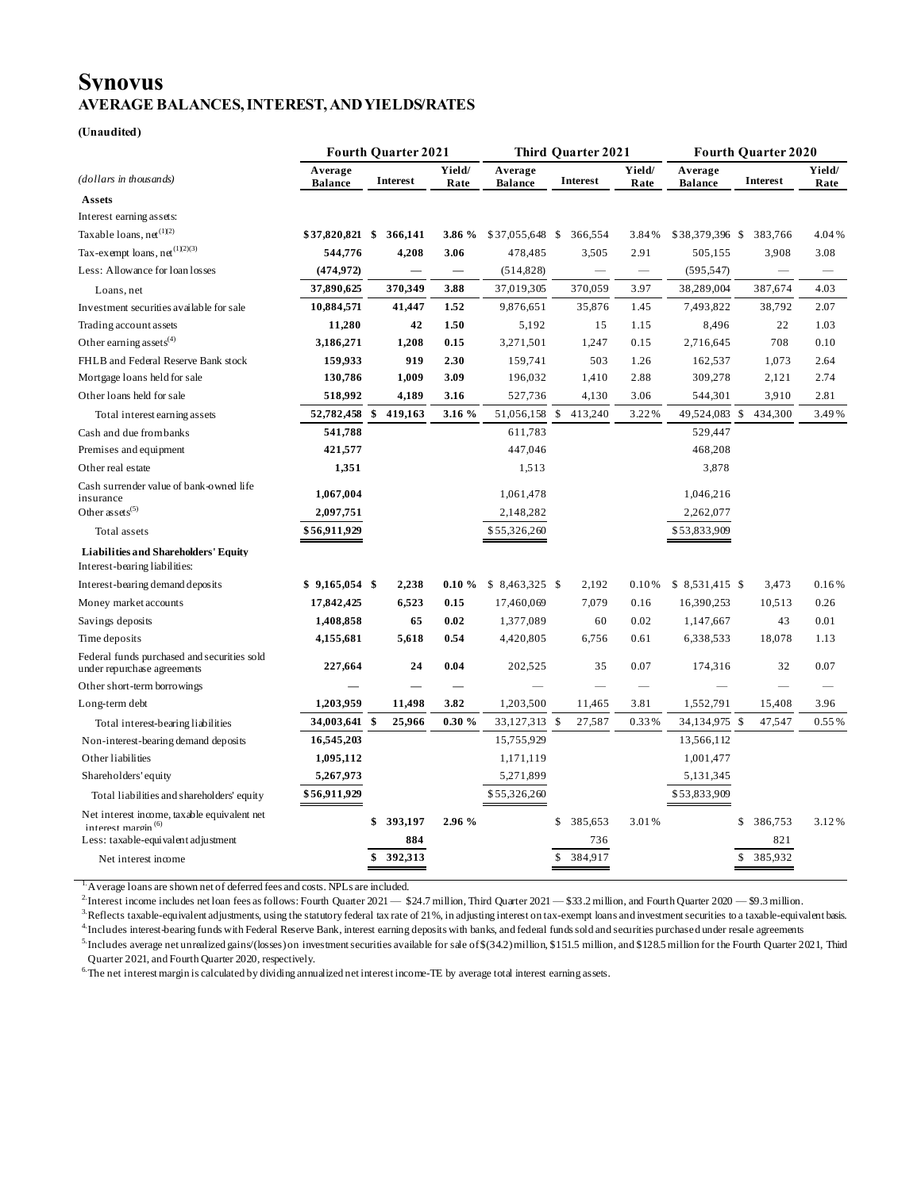# Synovus

## AVERAGE BALANCES, INTEREST, AND YIELDS/RATES

**(Unaudited)**

| *(dollars in thousands)* | Fourth Quarter 2021 | | | Third Quarter 2021 | | | Fourth Quarter 2020 | | |
|---|---|---|---|---|---|---|---|---|---|
| | Average Balance | Interest | Yield/ Rate | Average Balance | Interest | Yield/ Rate | Average Balance | Interest | Yield/ Rate |
| **Assets** | | | | | | | | | |
| Interest earning assets: | | | | | | | | | |
| Taxable loans, net[(1)(2)] | $37,820,821 | $ 366,141 | 3.86 % | $37,055,648 | $ 366,554 | 3.84% | $38,379,396 | $ 383,766 | 4.04% |
| Tax-exempt loans, net[(1)(2)(3)] | 544,776 | 4,208 | 3.06 | 478,485 | 3,505 | 2.91 | 505,155 | 3,908 | 3.08 |
| Less: Allowance for loan losses | (474,972) | — | — | (514,828) | — | — | (595,547) | — | — |
| Loans, net | 37,890,625 | 370,349 | 3.88 | 37,019,305 | 370,059 | 3.97 | 38,289,004 | 387,674 | 4.03 |
| Investment securities available for sale | 10,884,571 | 41,447 | 1.52 | 9,876,651 | 35,876 | 1.45 | 7,493,822 | 38,792 | 2.07 |
| Trading account assets | 11,280 | 42 | 1.50 | 5,192 | 15 | 1.15 | 8,496 | 22 | 1.03 |
| Other earning assets[(4)] | 3,186,271 | 1,208 | 0.15 | 3,271,501 | 1,247 | 0.15 | 2,716,645 | 708 | 0.10 |
| FHLB and Federal Reserve Bank stock | 159,933 | 919 | 2.30 | 159,741 | 503 | 1.26 | 162,537 | 1,073 | 2.64 |
| Mortgage loans held for sale | 130,786 | 1,009 | 3.09 | 196,032 | 1,410 | 2.88 | 309,278 | 2,121 | 2.74 |
| Other loans held for sale | 518,992 | 4,189 | 3.16 | 527,736 | 4,130 | 3.06 | 544,301 | 3,910 | 2.81 |
| Total interest earning assets | 52,782,458 | $ 419,163 | 3.16 % | 51,056,158 | $ 413,240 | 3.22% | 49,524,083 | $ 434,300 | 3.49% |
| Cash and due from banks | 541,788 | | | 611,783 | | | 529,447 | | |
| Premises and equipment | 421,577 | | | 447,046 | | | 468,208 | | |
| Other real estate | 1,351 | | | 1,513 | | | 3,878 | | |
| Cash surrender value of bank-owned life insurance | 1,067,004 | | | 1,061,478 | | | 1,046,216 | | |
| Other assets[(5)] | 2,097,751 | | | 2,148,282 | | | 2,262,077 | | |
| Total assets | $56,911,929 | | | $55,326,260 | | | $53,833,909 | | |
| **Liabilities and Shareholders' Equity** | | | | | | | | | |
| Interest-bearing liabilities: | | | | | | | | | |
| Interest-bearing demand deposits | $ 9,165,054 | $ 2,238 | 0.10 % | $ 8,463,325 | $ 2,192 | 0.10% | $ 8,531,415 | $ 3,473 | 0.16% |
| Money market accounts | 17,842,425 | 6,523 | 0.15 | 17,460,069 | 7,079 | 0.16 | 16,390,253 | 10,513 | 0.26 |
| Savings deposits | 1,408,858 | 65 | 0.02 | 1,377,089 | 60 | 0.02 | 1,147,667 | 43 | 0.01 |
| Time deposits | 4,155,681 | 5,618 | 0.54 | 4,420,805 | 6,756 | 0.61 | 6,338,533 | 18,078 | 1.13 |
| Federal funds purchased and securities sold under repurchase agreements | 227,664 | 24 | 0.04 | 202,525 | 35 | 0.07 | 174,316 | 32 | 0.07 |
| Other short-term borrowings | — | — | — | — | — | — | — | — | — |
| Long-term debt | 1,203,959 | 11,498 | 3.82 | 1,203,500 | 11,465 | 3.81 | 1,552,791 | 15,408 | 3.96 |
| Total interest-bearing liabilities | 34,003,641 | $ 25,966 | 0.30 % | 33,127,313 | $ 27,587 | 0.33% | 34,134,975 | $ 47,547 | 0.55% |
| Non-interest-bearing demand deposits | 16,545,203 | | | 15,755,929 | | | 13,566,112 | | |
| Other liabilities | 1,095,112 | | | 1,171,119 | | | 1,001,477 | | |
| Shareholders' equity | 5,267,973 | | | 5,271,899 | | | 5,131,345 | | |
| Total liabilities and shareholders' equity | $56,911,929 | | | $55,326,260 | | | $53,833,909 | | |
| Net interest income, taxable equivalent net interest margin[(6)] | | $ 393,197 | 2.96 % | | $ 385,653 | 3.01% | | $ 386,753 | 3.12% |
| Less: taxable-equivalent adjustment | | 884 | | | 736 | | | 821 | |
| Net interest income | | $ 392,313 | | | $ 384,917 | | | $ 385,932 | |

1. Average loans are shown net of deferred fees and costs. NPLs are included.
2. Interest income includes net loan fees as follows: Fourth Quarter 2021 — $24.7 million, Third Quarter 2021 — $33.2 million, and Fourth Quarter 2020 — $9.3 million.
3. Reflects taxable-equivalent adjustments, using the statutory federal tax rate of 21%, in adjusting interest on tax-exempt loans and investment securities to a taxable-equivalent basis.
4. Includes interest-bearing funds with Federal Reserve Bank, interest earning deposits with banks, and federal funds sold and securities purchased under resale agreements
5. Includes average net unrealized gains/(losses) on investment securities available for sale of $(34.2) million, $151.5 million, and $128.5 million for the Fourth Quarter 2021, Third Quarter 2021, and Fourth Quarter 2020, respectively.
6. The net interest margin is calculated by dividing annualized net interest income-TE by average total interest earning assets.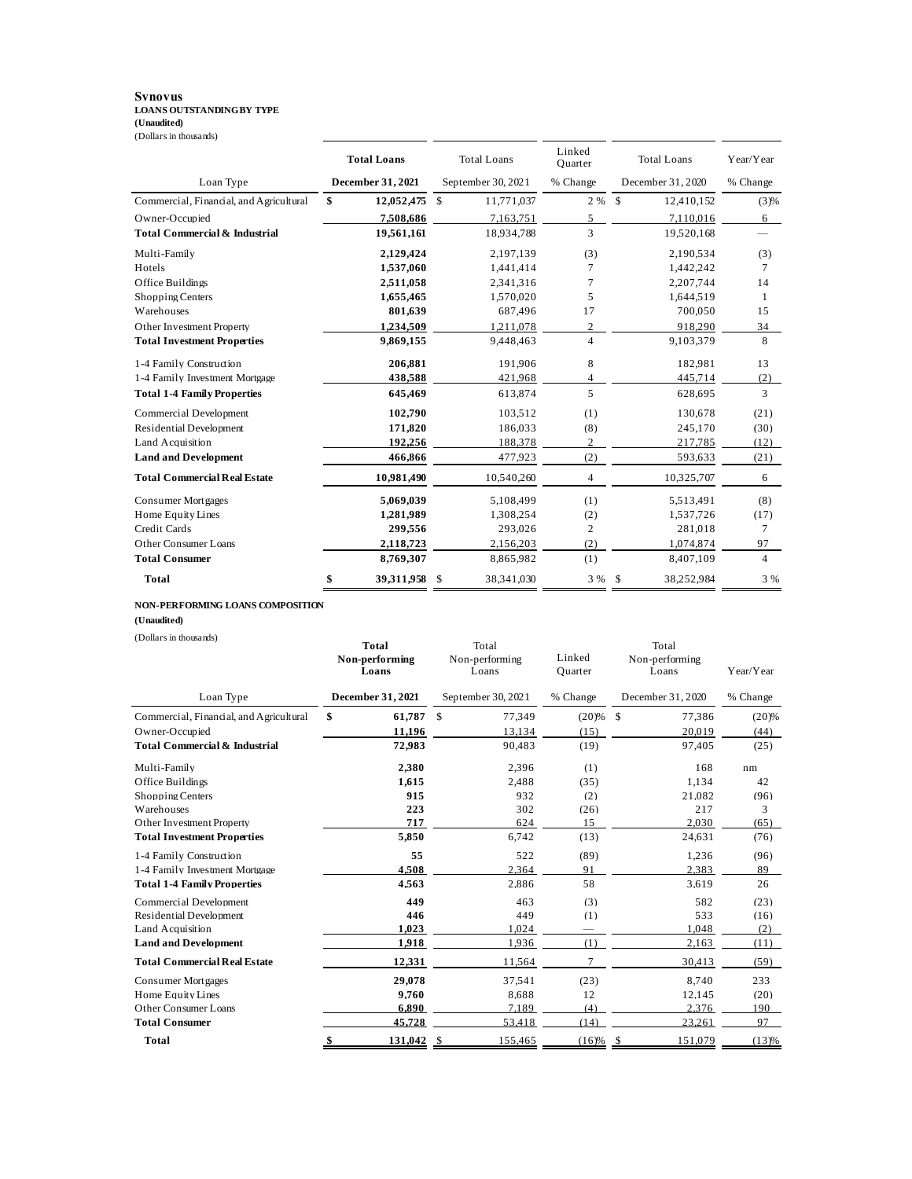**Synovus**
**LOANS OUTSTANDING BY TYPE**
**(Unaudited)**
(Dollars in thousands)

| Loan Type | **Total Loans** **December 31, 2021** | Total Loans September 30, 2021 | Linked Quarter % Change | Total Loans December 31, 2020 | Year/Year % Change |
|---|---|---|---|---|---|
| Commercial, Financial, and Agricultural | **$ 12,052,475** | $ 11,771,037 | 2 % | $ 12,410,152 | (3)% |
| Owner-Occupied | **7,508,686** | 7,163,751 | 5 | 7,110,016 | 6 |
| **Total Commercial & Industrial** | **19,561,161** | 18,934,788 | 3 | 19,520,168 | — |
| Multi-Family | **2,129,424** | 2,197,139 | (3) | 2,190,534 | (3) |
| Hotels | **1,537,060** | 1,441,414 | 7 | 1,442,242 | 7 |
| Office Buildings | **2,511,058** | 2,341,316 | 7 | 2,207,744 | 14 |
| Shopping Centers | **1,655,465** | 1,570,020 | 5 | 1,644,519 | 1 |
| Warehouses | **801,639** | 687,496 | 17 | 700,050 | 15 |
| Other Investment Property | **1,234,509** | 1,211,078 | 2 | 918,290 | 34 |
| **Total Investment Properties** | **9,869,155** | 9,448,463 | 4 | 9,103,379 | 8 |
| 1-4 Family Construction | **206,881** | 191,906 | 8 | 182,981 | 13 |
| 1-4 Family Investment Mortgage | **438,588** | 421,968 | 4 | 445,714 | (2) |
| **Total 1-4 Family Properties** | **645,469** | 613,874 | 5 | 628,695 | 3 |
| Commercial Development | **102,790** | 103,512 | (1) | 130,678 | (21) |
| Residential Development | **171,820** | 186,033 | (8) | 245,170 | (30) |
| Land Acquisition | **192,256** | 188,378 | 2 | 217,785 | (12) |
| **Land and Development** | **466,866** | 477,923 | (2) | 593,633 | (21) |
| **Total Commercial Real Estate** | **10,981,490** | 10,540,260 | 4 | 10,325,707 | 6 |
| Consumer Mortgages | **5,069,039** | 5,108,499 | (1) | 5,513,491 | (8) |
| Home Equity Lines | **1,281,989** | 1,308,254 | (2) | 1,537,726 | (17) |
| Credit Cards | **299,556** | 293,026 | 2 | 281,018 | 7 |
| Other Consumer Loans | **2,118,723** | 2,156,203 | (2) | 1,074,874 | 97 |
| **Total Consumer** | **8,769,307** | 8,865,982 | (1) | 8,407,109 | 4 |
| **Total** | **$ 39,311,958** | $ 38,341,030 | 3 % | $ 38,252,984 | 3 % |

**NON-PERFORMING LOANS COMPOSITION**
**(Unaudited)**
(Dollars in thousands)

| Loan Type | **Total Non-performing Loans** **December 31, 2021** | Total Non-performing Loans September 30, 2021 | Linked Quarter % Change | Total Non-performing Loans December 31, 2020 | Year/Year % Change |
|---|---|---|---|---|---|
| Commercial, Financial, and Agricultural | **$ 61,787** | $ 77,349 | (20)% | $ 77,386 | (20)% |
| Owner-Occupied | **11,196** | 13,134 | (15) | 20,019 | (44) |
| **Total Commercial & Industrial** | **72,983** | 90,483 | (19) | 97,405 | (25) |
| Multi-Family | **2,380** | 2,396 | (1) | 168 | nm |
| Office Buildings | **1,615** | 2,488 | (35) | 1,134 | 42 |
| Shopping Centers | **915** | 932 | (2) | 21,082 | (96) |
| Warehouses | **223** | 302 | (26) | 217 | 3 |
| Other Investment Property | **717** | 624 | 15 | 2,030 | (65) |
| **Total Investment Properties** | **5,850** | 6,742 | (13) | 24,631 | (76) |
| 1-4 Family Construction | **55** | 522 | (89) | 1,236 | (96) |
| 1-4 Family Investment Mortgage | **4,508** | 2,364 | 91 | 2,383 | 89 |
| **Total 1-4 Family Properties** | **4,563** | 2,886 | 58 | 3,619 | 26 |
| Commercial Development | **449** | 463 | (3) | 582 | (23) |
| Residential Development | **446** | 449 | (1) | 533 | (16) |
| Land Acquisition | **1,023** | 1,024 | — | 1,048 | (2) |
| **Land and Development** | **1,918** | 1,936 | (1) | 2,163 | (11) |
| **Total Commercial Real Estate** | **12,331** | 11,564 | 7 | 30,413 | (59) |
| Consumer Mortgages | **29,078** | 37,541 | (23) | 8,740 | 233 |
| Home Equity Lines | **9,760** | 8,688 | 12 | 12,145 | (20) |
| Other Consumer Loans | **6,890** | 7,189 | (4) | 2,376 | 190 |
| **Total Consumer** | **45,728** | 53,418 | (14) | 23,261 | 97 |
| **Total** | **$ 131,042** | $ 155,465 | (16)% | $ 151,079 | (13)% |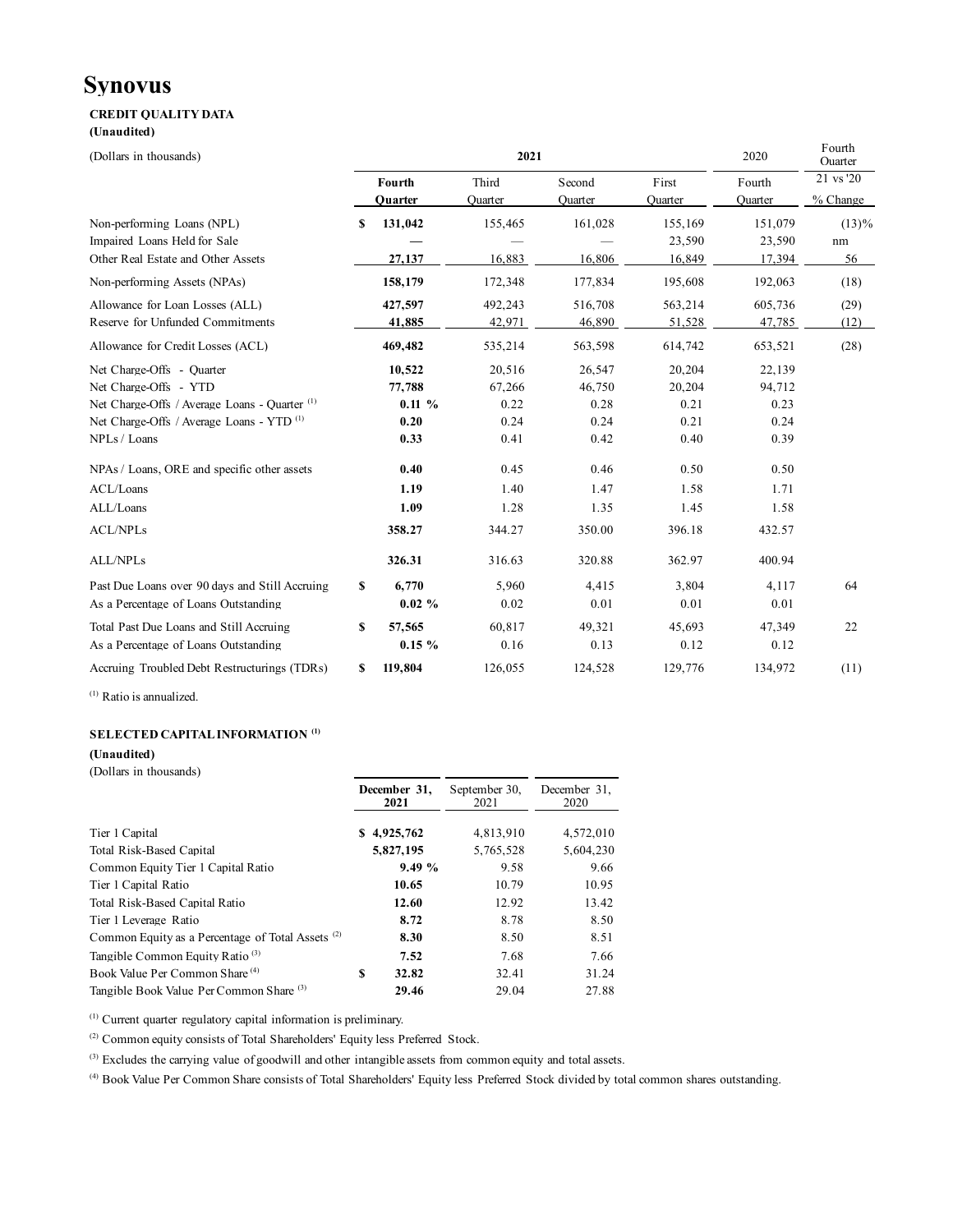# Synovus

**CREDIT QUALITY DATA**
**(Unaudited)**

| (Dollars in thousands) | 2021 | | | | 2020 | Fourth Quarter |
|---|---|---|---|---|---|---|
| | **Fourth Quarter** | Third Quarter | Second Quarter | First Quarter | Fourth Quarter | 21 vs '20 % Change |
| Non-performing Loans (NPL) | **$ 131,042** | 155,465 | 161,028 | 155,169 | 151,079 | (13)% |
| Impaired Loans Held for Sale | **—** | — | — | 23,590 | 23,590 | nm |
| Other Real Estate and Other Assets | **27,137** | 16,883 | 16,806 | 16,849 | 17,394 | 56 |
| Non-performing Assets (NPAs) | **158,179** | 172,348 | 177,834 | 195,608 | 192,063 | (18) |
| Allowance for Loan Losses (ALL) | **427,597** | 492,243 | 516,708 | 563,214 | 605,736 | (29) |
| Reserve for Unfunded Commitments | **41,885** | 42,971 | 46,890 | 51,528 | 47,785 | (12) |
| Allowance for Credit Losses (ACL) | **469,482** | 535,214 | 563,598 | 614,742 | 653,521 | (28) |
| Net Charge-Offs - Quarter | **10,522** | 20,516 | 26,547 | 20,204 | 22,139 | |
| Net Charge-Offs - YTD | **77,788** | 67,266 | 46,750 | 20,204 | 94,712 | |
| Net Charge-Offs / Average Loans - Quarter [1] | **0.11 %** | 0.22 | 0.28 | 0.21 | 0.23 | |
| Net Charge-Offs / Average Loans - YTD [1] | **0.20** | 0.24 | 0.24 | 0.21 | 0.24 | |
| NPLs / Loans | **0.33** | 0.41 | 0.42 | 0.40 | 0.39 | |
| NPAs / Loans, ORE and specific other assets | **0.40** | 0.45 | 0.46 | 0.50 | 0.50 | |
| ACL/Loans | **1.19** | 1.40 | 1.47 | 1.58 | 1.71 | |
| ALL/Loans | **1.09** | 1.28 | 1.35 | 1.45 | 1.58 | |
| ACL/NPLs | **358.27** | 344.27 | 350.00 | 396.18 | 432.57 | |
| ALL/NPLs | **326.31** | 316.63 | 320.88 | 362.97 | 400.94 | |
| Past Due Loans over 90 days and Still Accruing | **$ 6,770** | 5,960 | 4,415 | 3,804 | 4,117 | 64 |
| As a Percentage of Loans Outstanding | **0.02 %** | 0.02 | 0.01 | 0.01 | 0.01 | |
| Total Past Due Loans and Still Accruing | **$ 57,565** | 60,817 | 49,321 | 45,693 | 47,349 | 22 |
| As a Percentage of Loans Outstanding | **0.15 %** | 0.16 | 0.13 | 0.12 | 0.12 | |
| Accruing Troubled Debt Restructurings (TDRs) | **$ 119,804** | 126,055 | 124,528 | 129,776 | 134,972 | (11) |

[1] Ratio is annualized.

**SELECTED CAPITAL INFORMATION [1]**
**(Unaudited)**
(Dollars in thousands)

| | **December 31, 2021** | September 30, 2021 | December 31, 2020 |
|---|---|---|---|
| Tier 1 Capital | **$ 4,925,762** | 4,813,910 | 4,572,010 |
| Total Risk-Based Capital | **5,827,195** | 5,765,528 | 5,604,230 |
| Common Equity Tier 1 Capital Ratio | **9.49 %** | 9.58 | 9.66 |
| Tier 1 Capital Ratio | **10.65** | 10.79 | 10.95 |
| Total Risk-Based Capital Ratio | **12.60** | 12.92 | 13.42 |
| Tier 1 Leverage Ratio | **8.72** | 8.78 | 8.50 |
| Common Equity as a Percentage of Total Assets [2] | **8.30** | 8.50 | 8.51 |
| Tangible Common Equity Ratio [3] | **7.52** | 7.68 | 7.66 |
| Book Value Per Common Share [4] | **$ 32.82** | 32.41 | 31.24 |
| Tangible Book Value Per Common Share [3] | **29.46** | 29.04 | 27.88 |

[1] Current quarter regulatory capital information is preliminary.

[2] Common equity consists of Total Shareholders' Equity less Preferred Stock.

[3] Excludes the carrying value of goodwill and other intangible assets from common equity and total assets.

[4] Book Value Per Common Share consists of Total Shareholders' Equity less Preferred Stock divided by total common shares outstanding.